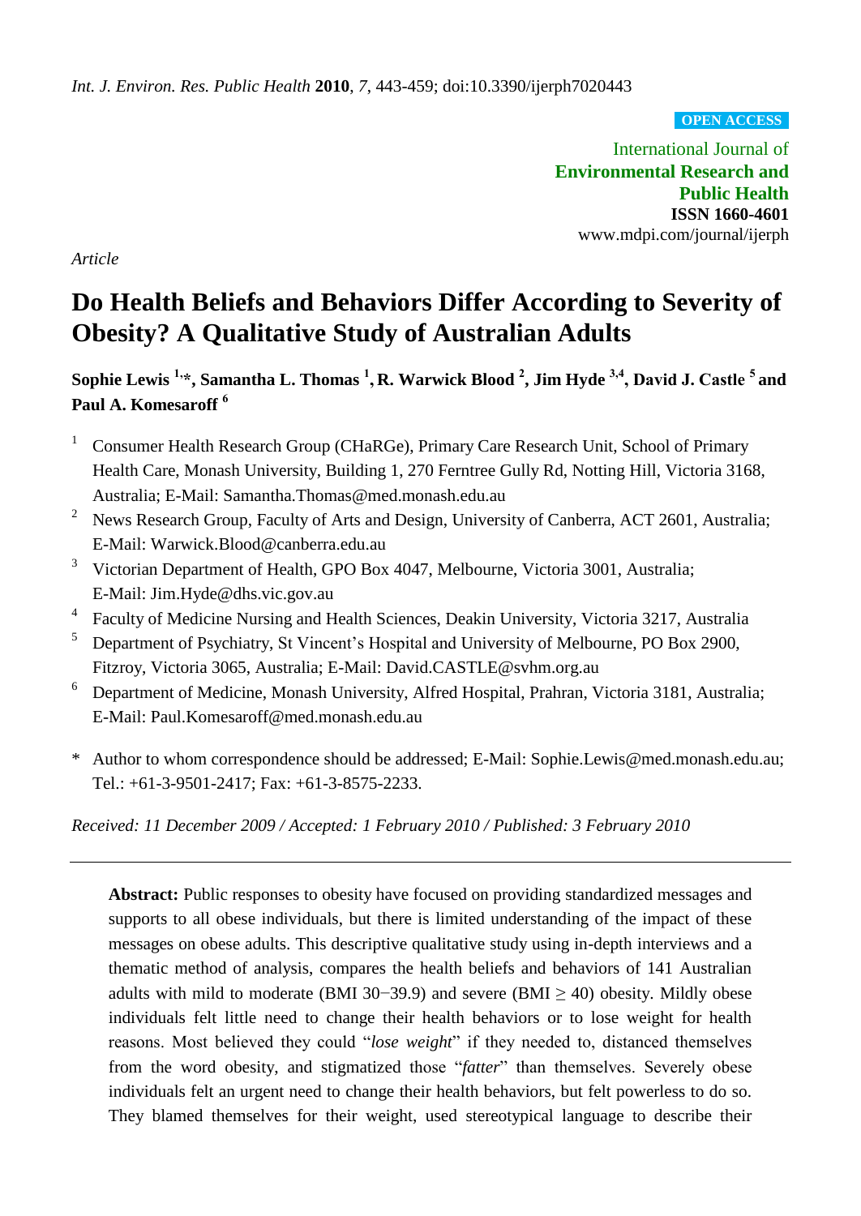*Int. J. Environ. Res. Public Health* **2010**, *7*, 443-459; doi:10.3390/ijerph7020443

**OPEN ACCESS**

International Journal of
**Environmental Research and Public Health**
**ISSN 1660-4601**
www.mdpi.com/journal/ijerph

*Article*

# Do Health Beliefs and Behaviors Differ According to Severity of Obesity? A Qualitative Study of Australian Adults

**Sophie Lewis [1,*], Samantha L. Thomas [1], R. Warwick Blood [2], Jim Hyde [3,4], David J. Castle [5] and Paul A. Komesaroff [6]**

1. Consumer Health Research Group (CHaRGe), Primary Care Research Unit, School of Primary Health Care, Monash University, Building 1, 270 Ferntree Gully Rd, Notting Hill, Victoria 3168, Australia; E-Mail: Samantha.Thomas@med.monash.edu.au
2. News Research Group, Faculty of Arts and Design, University of Canberra, ACT 2601, Australia; E-Mail: Warwick.Blood@canberra.edu.au
3. Victorian Department of Health, GPO Box 4047, Melbourne, Victoria 3001, Australia; E-Mail: Jim.Hyde@dhs.vic.gov.au
4. Faculty of Medicine Nursing and Health Sciences, Deakin University, Victoria 3217, Australia
5. Department of Psychiatry, St Vincent's Hospital and University of Melbourne, PO Box 2900, Fitzroy, Victoria 3065, Australia; E-Mail: David.CASTLE@svhm.org.au
6. Department of Medicine, Monash University, Alfred Hospital, Prahran, Victoria 3181, Australia; E-Mail: Paul.Komesaroff@med.monash.edu.au

\* Author to whom correspondence should be addressed; E-Mail: Sophie.Lewis@med.monash.edu.au; Tel.: +61-3-9501-2417; Fax: +61-3-8575-2233.

*Received: 11 December 2009 / Accepted: 1 February 2010 / Published: 3 February 2010*

---

**Abstract:** Public responses to obesity have focused on providing standardized messages and supports to all obese individuals, but there is limited understanding of the impact of these messages on obese adults. This descriptive qualitative study using in-depth interviews and a thematic method of analysis, compares the health beliefs and behaviors of 141 Australian adults with mild to moderate (BMI 30−39.9) and severe (BMI ≥ 40) obesity. Mildly obese individuals felt little need to change their health behaviors or to lose weight for health reasons. Most believed they could "*lose weight*" if they needed to, distanced themselves from the word obesity, and stigmatized those "*fatter*" than themselves. Severely obese individuals felt an urgent need to change their health behaviors, but felt powerless to do so. They blamed themselves for their weight, used stereotypical language to describe their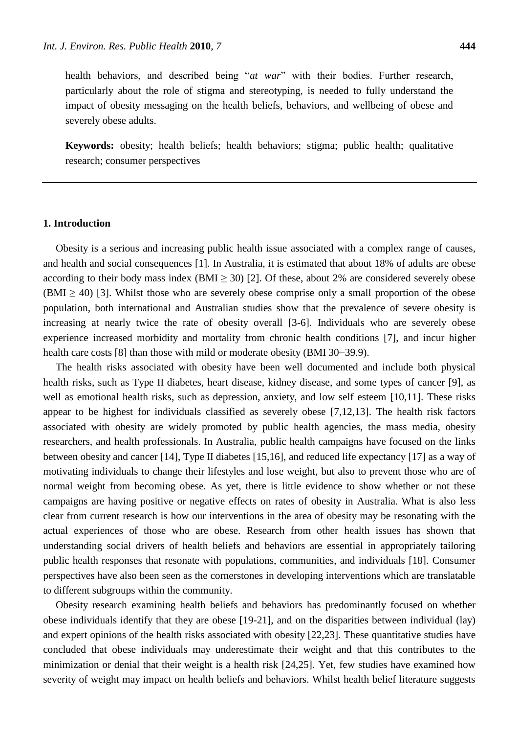health behaviors, and described being "*at war*" with their bodies. Further research, particularly about the role of stigma and stereotyping, is needed to fully understand the impact of obesity messaging on the health beliefs, behaviors, and wellbeing of obese and severely obese adults.

**Keywords:** obesity; health beliefs; health behaviors; stigma; public health; qualitative research; consumer perspectives

## 1. Introduction

Obesity is a serious and increasing public health issue associated with a complex range of causes, and health and social consequences [1]. In Australia, it is estimated that about 18% of adults are obese according to their body mass index (BMI ≥ 30) [2]. Of these, about 2% are considered severely obese (BMI ≥ 40) [3]. Whilst those who are severely obese comprise only a small proportion of the obese population, both international and Australian studies show that the prevalence of severe obesity is increasing at nearly twice the rate of obesity overall [3-6]. Individuals who are severely obese experience increased morbidity and mortality from chronic health conditions [7], and incur higher health care costs [8] than those with mild or moderate obesity (BMI 30−39.9).

The health risks associated with obesity have been well documented and include both physical health risks, such as Type II diabetes, heart disease, kidney disease, and some types of cancer [9], as well as emotional health risks, such as depression, anxiety, and low self esteem [10,11]. These risks appear to be highest for individuals classified as severely obese [7,12,13]. The health risk factors associated with obesity are widely promoted by public health agencies, the mass media, obesity researchers, and health professionals. In Australia, public health campaigns have focused on the links between obesity and cancer [14], Type II diabetes [15,16], and reduced life expectancy [17] as a way of motivating individuals to change their lifestyles and lose weight, but also to prevent those who are of normal weight from becoming obese. As yet, there is little evidence to show whether or not these campaigns are having positive or negative effects on rates of obesity in Australia. What is also less clear from current research is how our interventions in the area of obesity may be resonating with the actual experiences of those who are obese. Research from other health issues has shown that understanding social drivers of health beliefs and behaviors are essential in appropriately tailoring public health responses that resonate with populations, communities, and individuals [18]. Consumer perspectives have also been seen as the cornerstones in developing interventions which are translatable to different subgroups within the community.

Obesity research examining health beliefs and behaviors has predominantly focused on whether obese individuals identify that they are obese [19-21], and on the disparities between individual (lay) and expert opinions of the health risks associated with obesity [22,23]. These quantitative studies have concluded that obese individuals may underestimate their weight and that this contributes to the minimization or denial that their weight is a health risk [24,25]. Yet, few studies have examined how severity of weight may impact on health beliefs and behaviors. Whilst health belief literature suggests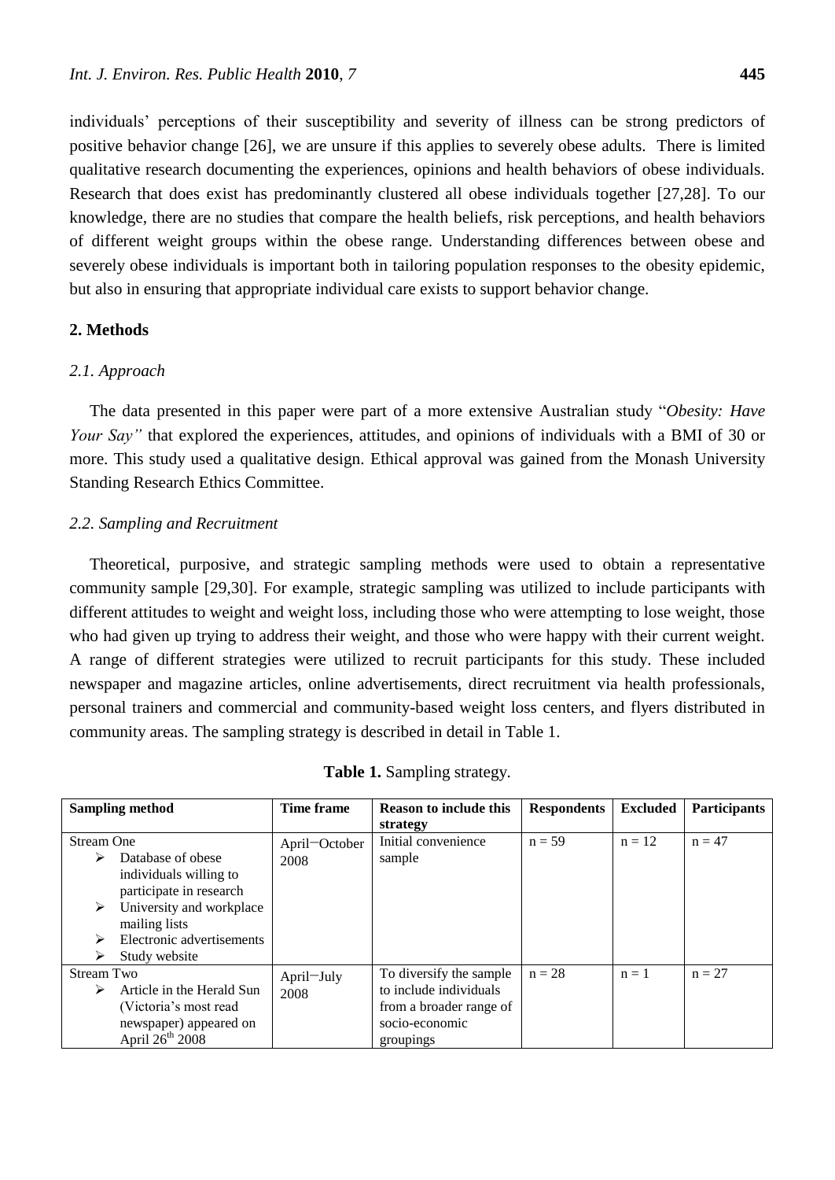individuals' perceptions of their susceptibility and severity of illness can be strong predictors of positive behavior change [26], we are unsure if this applies to severely obese adults. There is limited qualitative research documenting the experiences, opinions and health behaviors of obese individuals. Research that does exist has predominantly clustered all obese individuals together [27,28]. To our knowledge, there are no studies that compare the health beliefs, risk perceptions, and health behaviors of different weight groups within the obese range. Understanding differences between obese and severely obese individuals is important both in tailoring population responses to the obesity epidemic, but also in ensuring that appropriate individual care exists to support behavior change.

## 2. Methods

### *2.1. Approach*

The data presented in this paper were part of a more extensive Australian study "*Obesity: Have Your Say"* that explored the experiences, attitudes, and opinions of individuals with a BMI of 30 or more. This study used a qualitative design. Ethical approval was gained from the Monash University Standing Research Ethics Committee.

### *2.2. Sampling and Recruitment*

Theoretical, purposive, and strategic sampling methods were used to obtain a representative community sample [29,30]. For example, strategic sampling was utilized to include participants with different attitudes to weight and weight loss, including those who were attempting to lose weight, those who had given up trying to address their weight, and those who were happy with their current weight. A range of different strategies were utilized to recruit participants for this study. These included newspaper and magazine articles, online advertisements, direct recruitment via health professionals, personal trainers and commercial and community-based weight loss centers, and flyers distributed in community areas. The sampling strategy is described in detail in Table 1.

**Table 1.** Sampling strategy.

| Sampling method | Time frame | Reason to include this strategy | Respondents | Excluded | Participants |
|---|---|---|---|---|---|
| Stream One<br>➢ Database of obese individuals willing to participate in research<br>➢ University and workplace mailing lists<br>➢ Electronic advertisements<br>➢ Study website | April−October 2008 | Initial convenience sample | n = 59 | n = 12 | n = 47 |
| Stream Two<br>➢ Article in the Herald Sun (Victoria's most read newspaper) appeared on April 26th 2008 | April−July 2008 | To diversify the sample to include individuals from a broader range of socio-economic groupings | n = 28 | n = 1 | n = 27 |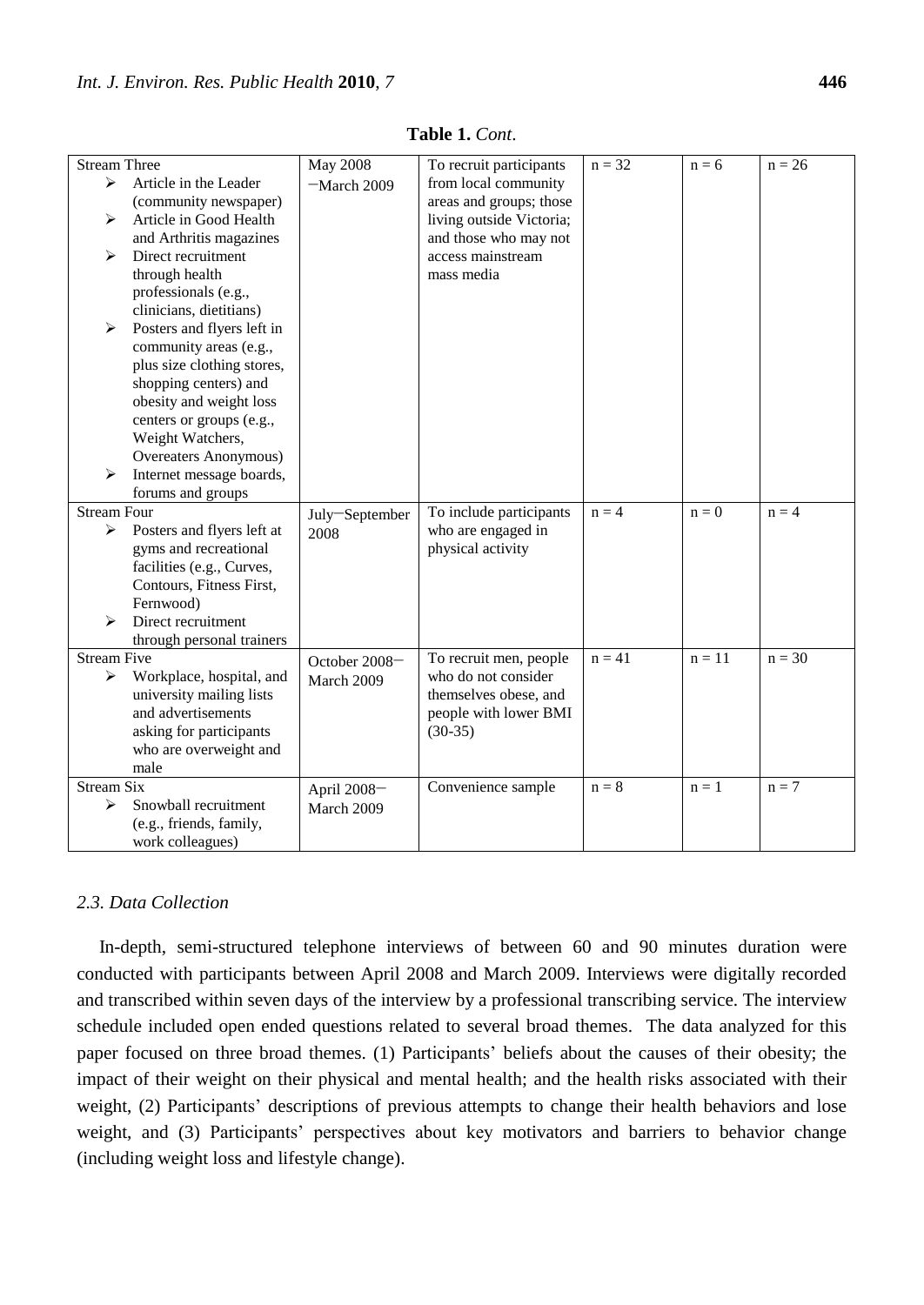**Table 1.** *Cont.*

| | | | | | |
|---|---|---|---|---|---|
| Stream Three<br>➢ Article in the Leader (community newspaper)<br>➢ Article in Good Health and Arthritis magazines<br>➢ Direct recruitment through health professionals (e.g., clinicians, dietitians)<br>➢ Posters and flyers left in community areas (e.g., plus size clothing stores, shopping centers) and obesity and weight loss centers or groups (e.g., Weight Watchers, Overeaters Anonymous)<br>➢ Internet message boards, forums and groups | May 2008 −March 2009 | To recruit participants from local community areas and groups; those living outside Victoria; and those who may not access mainstream mass media | n = 32 | n = 6 | n = 26 |
| Stream Four<br>➢ Posters and flyers left at gyms and recreational facilities (e.g., Curves, Contours, Fitness First, Fernwood)<br>➢ Direct recruitment through personal trainers | July−September 2008 | To include participants who are engaged in physical activity | n = 4 | n = 0 | n = 4 |
| Stream Five<br>➢ Workplace, hospital, and university mailing lists and advertisements asking for participants who are overweight and male | October 2008− March 2009 | To recruit men, people who do not consider themselves obese, and people with lower BMI (30-35) | n = 41 | n = 11 | n = 30 |
| Stream Six<br>➢ Snowball recruitment (e.g., friends, family, work colleagues) | April 2008− March 2009 | Convenience sample | n = 8 | n = 1 | n = 7 |

### 2.3. Data Collection

In-depth, semi-structured telephone interviews of between 60 and 90 minutes duration were conducted with participants between April 2008 and March 2009. Interviews were digitally recorded and transcribed within seven days of the interview by a professional transcribing service. The interview schedule included open ended questions related to several broad themes. The data analyzed for this paper focused on three broad themes. (1) Participants' beliefs about the causes of their obesity; the impact of their weight on their physical and mental health; and the health risks associated with their weight, (2) Participants' descriptions of previous attempts to change their health behaviors and lose weight, and (3) Participants' perspectives about key motivators and barriers to behavior change (including weight loss and lifestyle change).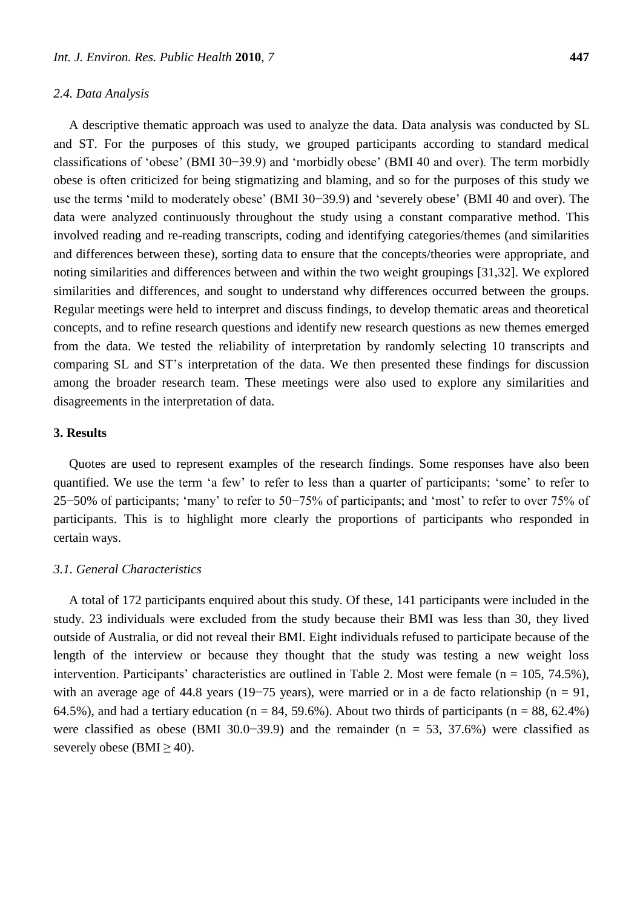### 2.4. Data Analysis

A descriptive thematic approach was used to analyze the data. Data analysis was conducted by SL and ST. For the purposes of this study, we grouped participants according to standard medical classifications of 'obese' (BMI 30−39.9) and 'morbidly obese' (BMI 40 and over). The term morbidly obese is often criticized for being stigmatizing and blaming, and so for the purposes of this study we use the terms 'mild to moderately obese' (BMI 30−39.9) and 'severely obese' (BMI 40 and over). The data were analyzed continuously throughout the study using a constant comparative method. This involved reading and re-reading transcripts, coding and identifying categories/themes (and similarities and differences between these), sorting data to ensure that the concepts/theories were appropriate, and noting similarities and differences between and within the two weight groupings [31,32]. We explored similarities and differences, and sought to understand why differences occurred between the groups. Regular meetings were held to interpret and discuss findings, to develop thematic areas and theoretical concepts, and to refine research questions and identify new research questions as new themes emerged from the data. We tested the reliability of interpretation by randomly selecting 10 transcripts and comparing SL and ST's interpretation of the data. We then presented these findings for discussion among the broader research team. These meetings were also used to explore any similarities and disagreements in the interpretation of data.

## 3. Results

Quotes are used to represent examples of the research findings. Some responses have also been quantified. We use the term 'a few' to refer to less than a quarter of participants; 'some' to refer to 25−50% of participants; 'many' to refer to 50−75% of participants; and 'most' to refer to over 75% of participants. This is to highlight more clearly the proportions of participants who responded in certain ways.

### 3.1. General Characteristics

A total of 172 participants enquired about this study. Of these, 141 participants were included in the study. 23 individuals were excluded from the study because their BMI was less than 30, they lived outside of Australia, or did not reveal their BMI. Eight individuals refused to participate because of the length of the interview or because they thought that the study was testing a new weight loss intervention. Participants' characteristics are outlined in Table 2. Most were female (n = 105, 74.5%), with an average age of 44.8 years (19−75 years), were married or in a de facto relationship (n = 91, 64.5%), and had a tertiary education (n = 84, 59.6%). About two thirds of participants (n = 88, 62.4%) were classified as obese (BMI 30.0−39.9) and the remainder (n = 53, 37.6%) were classified as severely obese (BMI $\geq$ 40).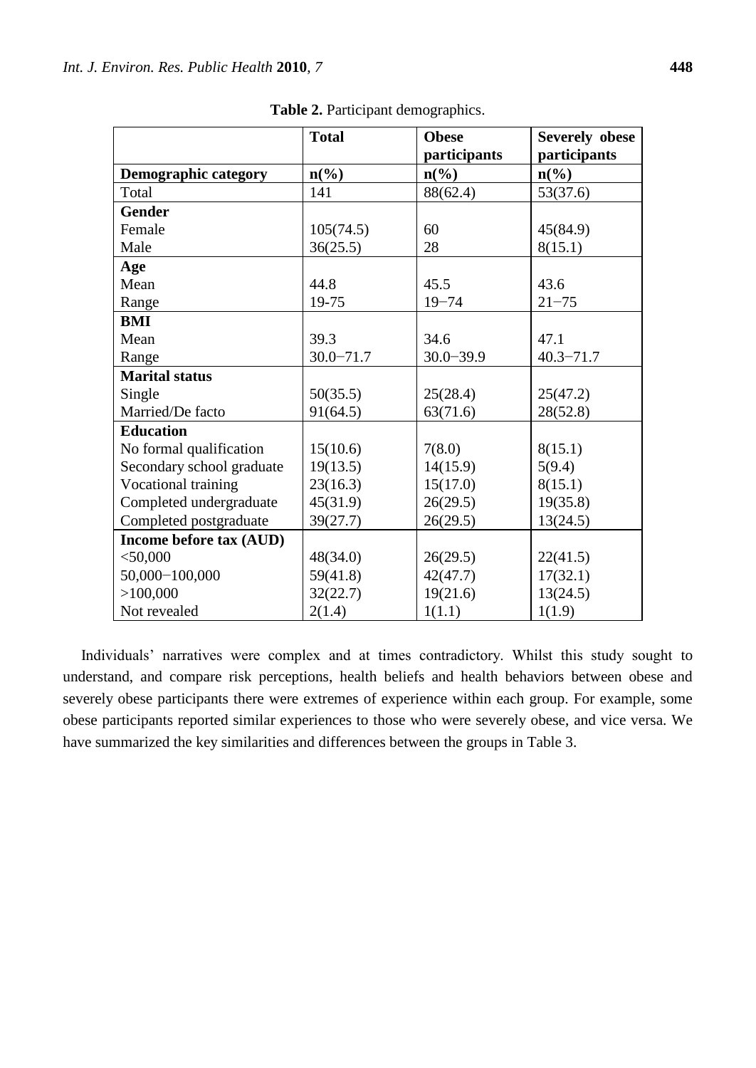**Table 2.** Participant demographics.

| | Total | Obese participants | Severely obese participants |
|---|---|---|---|
| **Demographic category** | **n(%)** | **n(%)** | **n(%)** |
| Total | 141 | 88(62.4) | 53(37.6) |
| **Gender** | | | |
| Female | 105(74.5) | 60 | 45(84.9) |
| Male | 36(25.5) | 28 | 8(15.1) |
| **Age** | | | |
| Mean | 44.8 | 45.5 | 43.6 |
| Range | 19-75 | 19−74 | 21−75 |
| **BMI** | | | |
| Mean | 39.3 | 34.6 | 47.1 |
| Range | 30.0−71.7 | 30.0−39.9 | 40.3−71.7 |
| **Marital status** | | | |
| Single | 50(35.5) | 25(28.4) | 25(47.2) |
| Married/De facto | 91(64.5) | 63(71.6) | 28(52.8) |
| **Education** | | | |
| No formal qualification | 15(10.6) | 7(8.0) | 8(15.1) |
| Secondary school graduate | 19(13.5) | 14(15.9) | 5(9.4) |
| Vocational training | 23(16.3) | 15(17.0) | 8(15.1) |
| Completed undergraduate | 45(31.9) | 26(29.5) | 19(35.8) |
| Completed postgraduate | 39(27.7) | 26(29.5) | 13(24.5) |
| **Income before tax (AUD)** | | | |
| <50,000 | 48(34.0) | 26(29.5) | 22(41.5) |
| 50,000−100,000 | 59(41.8) | 42(47.7) | 17(32.1) |
| >100,000 | 32(22.7) | 19(21.6) | 13(24.5) |
| Not revealed | 2(1.4) | 1(1.1) | 1(1.9) |

Individuals' narratives were complex and at times contradictory. Whilst this study sought to understand, and compare risk perceptions, health beliefs and health behaviors between obese and severely obese participants there were extremes of experience within each group. For example, some obese participants reported similar experiences to those who were severely obese, and vice versa. We have summarized the key similarities and differences between the groups in Table 3.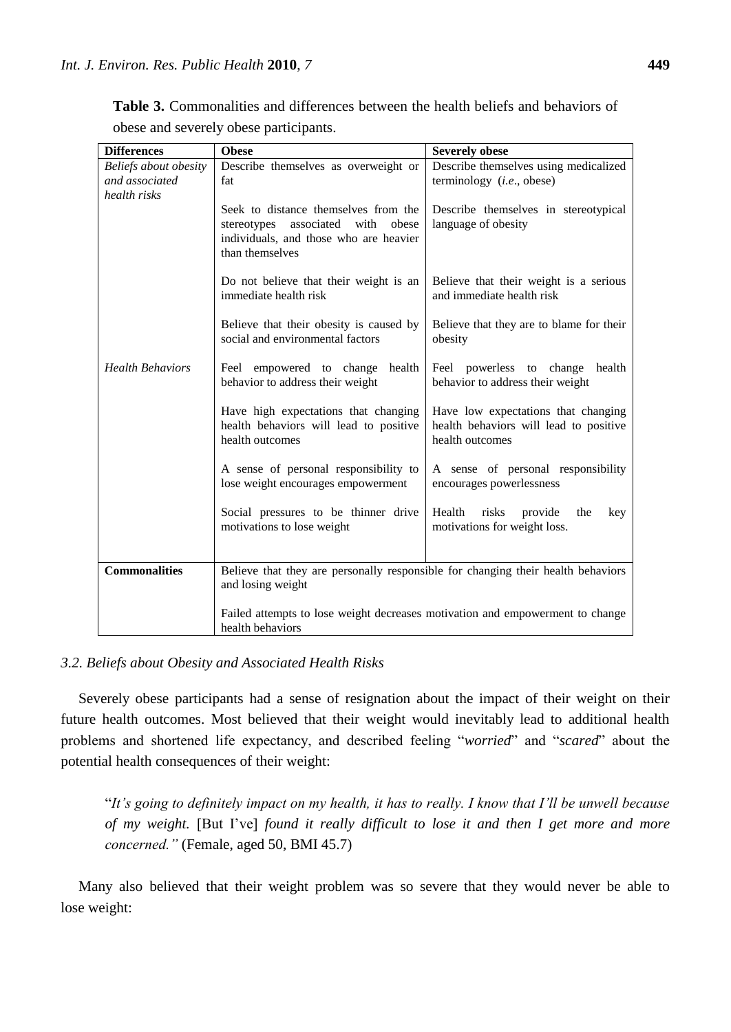**Table 3.** Commonalities and differences between the health beliefs and behaviors of obese and severely obese participants.

| Differences | Obese | Severely obese |
|---|---|---|
| *Beliefs about obesity and associated health risks* | Describe themselves as overweight or fat | Describe themselves using medicalized terminology (*i.e.*, obese) |
| | Seek to distance themselves from the stereotypes associated with obese individuals, and those who are heavier than themselves | Describe themselves in stereotypical language of obesity |
| | Do not believe that their weight is an immediate health risk | Believe that their weight is a serious and immediate health risk |
| | Believe that their obesity is caused by social and environmental factors | Believe that they are to blame for their obesity |
| *Health Behaviors* | Feel empowered to change health behavior to address their weight | Feel powerless to change health behavior to address their weight |
| | Have high expectations that changing health behaviors will lead to positive health outcomes | Have low expectations that changing health behaviors will lead to positive health outcomes |
| | A sense of personal responsibility to lose weight encourages empowerment | A sense of personal responsibility encourages powerlessness |
| | Social pressures to be thinner drive motivations to lose weight | Health risks provide the key motivations for weight loss. |
| **Commonalities** | Believe that they are personally responsible for changing their health behaviors and losing weight | |
| | Failed attempts to lose weight decreases motivation and empowerment to change health behaviors | |

### *3.2. Beliefs about Obesity and Associated Health Risks*

Severely obese participants had a sense of resignation about the impact of their weight on their future health outcomes. Most believed that their weight would inevitably lead to additional health problems and shortened life expectancy, and described feeling "*worried*" and "*scared*" about the potential health consequences of their weight:

> "*It's going to definitely impact on my health, it has to really. I know that I'll be unwell because of my weight.* [But I've] *found it really difficult to lose it and then I get more and more concerned."* (Female, aged 50, BMI 45.7)

Many also believed that their weight problem was so severe that they would never be able to lose weight: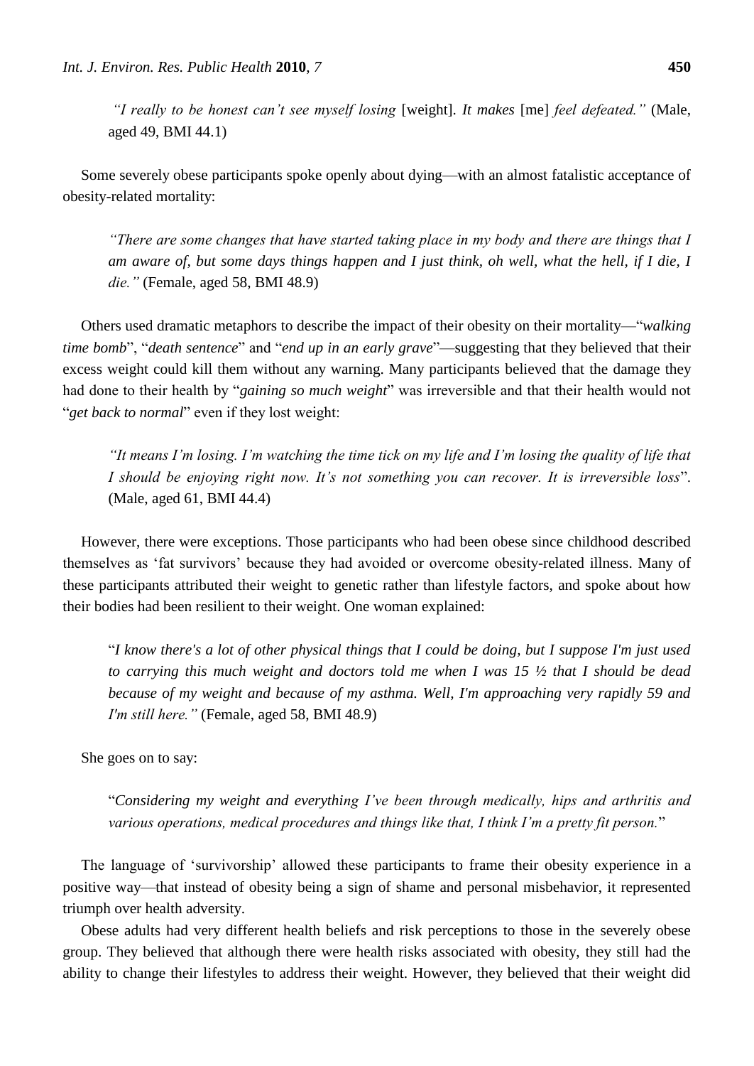> *"I really to be honest can't see myself losing* [weight]. *It makes* [me] *feel defeated."* (Male, aged 49, BMI 44.1)

Some severely obese participants spoke openly about dying—with an almost fatalistic acceptance of obesity-related mortality:

> *"There are some changes that have started taking place in my body and there are things that I am aware of, but some days things happen and I just think, oh well, what the hell, if I die, I die."* (Female, aged 58, BMI 48.9)

Others used dramatic metaphors to describe the impact of their obesity on their mortality—"*walking time bomb*", "*death sentence*" and "*end up in an early grave*"—suggesting that they believed that their excess weight could kill them without any warning. Many participants believed that the damage they had done to their health by "*gaining so much weight*" was irreversible and that their health would not "*get back to normal*" even if they lost weight:

> *"It means I'm losing. I'm watching the time tick on my life and I'm losing the quality of life that I should be enjoying right now. It's not something you can recover. It is irreversible loss*". (Male, aged 61, BMI 44.4)

However, there were exceptions. Those participants who had been obese since childhood described themselves as 'fat survivors' because they had avoided or overcome obesity-related illness. Many of these participants attributed their weight to genetic rather than lifestyle factors, and spoke about how their bodies had been resilient to their weight. One woman explained:

> "*I know there's a lot of other physical things that I could be doing, but I suppose I'm just used to carrying this much weight and doctors told me when I was 15 ½ that I should be dead because of my weight and because of my asthma. Well, I'm approaching very rapidly 59 and I'm still here."* (Female, aged 58, BMI 48.9)

She goes on to say:

> "*Considering my weight and everything I've been through medically, hips and arthritis and various operations, medical procedures and things like that, I think I'm a pretty fit person.*"

The language of 'survivorship' allowed these participants to frame their obesity experience in a positive way—that instead of obesity being a sign of shame and personal misbehavior, it represented triumph over health adversity.

Obese adults had very different health beliefs and risk perceptions to those in the severely obese group. They believed that although there were health risks associated with obesity, they still had the ability to change their lifestyles to address their weight. However, they believed that their weight did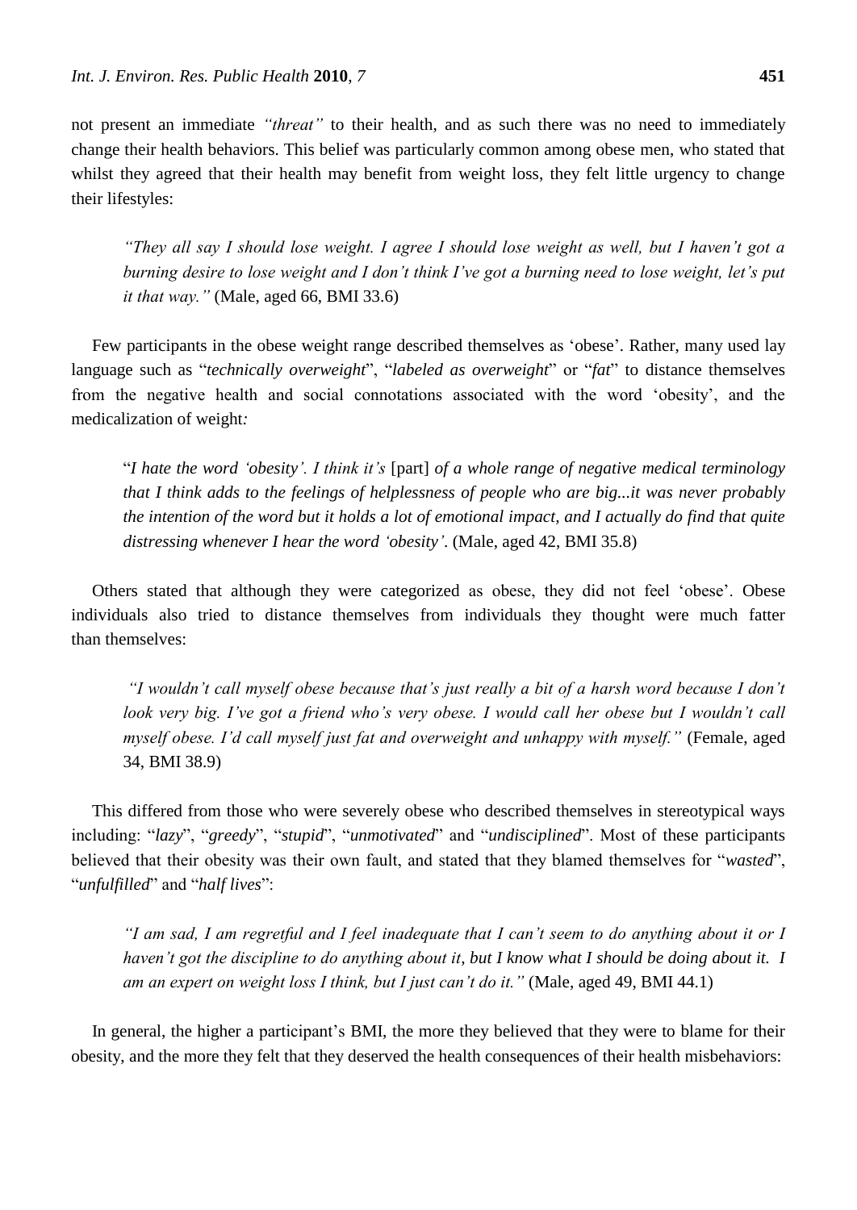not present an immediate *"threat"* to their health, and as such there was no need to immediately change their health behaviors. This belief was particularly common among obese men, who stated that whilst they agreed that their health may benefit from weight loss, they felt little urgency to change their lifestyles:

> *"They all say I should lose weight. I agree I should lose weight as well, but I haven't got a burning desire to lose weight and I don't think I've got a burning need to lose weight, let's put it that way."* (Male, aged 66, BMI 33.6)

Few participants in the obese weight range described themselves as 'obese'. Rather, many used lay language such as "*technically overweight*", "*labeled as overweight*" or "*fat*" to distance themselves from the negative health and social connotations associated with the word 'obesity', and the medicalization of weight:

> "*I hate the word 'obesity'. I think it's* [part] *of a whole range of negative medical terminology that I think adds to the feelings of helplessness of people who are big...it was never probably the intention of the word but it holds a lot of emotional impact, and I actually do find that quite distressing whenever I hear the word 'obesity'*. (Male, aged 42, BMI 35.8)

Others stated that although they were categorized as obese, they did not feel 'obese'. Obese individuals also tried to distance themselves from individuals they thought were much fatter than themselves:

> *"I wouldn't call myself obese because that's just really a bit of a harsh word because I don't look very big. I've got a friend who's very obese. I would call her obese but I wouldn't call myself obese. I'd call myself just fat and overweight and unhappy with myself."* (Female, aged 34, BMI 38.9)

This differed from those who were severely obese who described themselves in stereotypical ways including: "*lazy*", "*greedy*", "*stupid*", "*unmotivated*" and "*undisciplined*". Most of these participants believed that their obesity was their own fault, and stated that they blamed themselves for "*wasted*", "*unfulfilled*" and "*half lives*":

> *"I am sad, I am regretful and I feel inadequate that I can't seem to do anything about it or I haven't got the discipline to do anything about it, but I know what I should be doing about it. I am an expert on weight loss I think, but I just can't do it."* (Male, aged 49, BMI 44.1)

In general, the higher a participant's BMI, the more they believed that they were to blame for their obesity, and the more they felt that they deserved the health consequences of their health misbehaviors: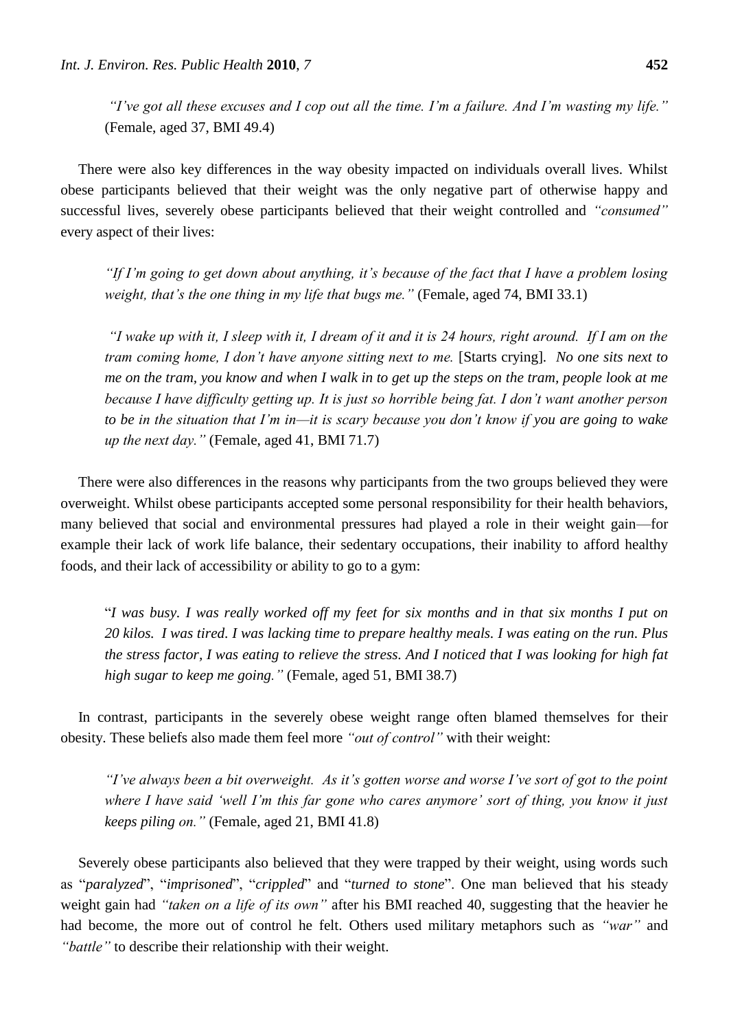*"I've got all these excuses and I cop out all the time. I'm a failure. And I'm wasting my life."* (Female, aged 37, BMI 49.4)

There were also key differences in the way obesity impacted on individuals overall lives. Whilst obese participants believed that their weight was the only negative part of otherwise happy and successful lives, severely obese participants believed that their weight controlled and *"consumed"* every aspect of their lives:

*"If I'm going to get down about anything, it's because of the fact that I have a problem losing weight, that's the one thing in my life that bugs me."* (Female, aged 74, BMI 33.1)

*"I wake up with it, I sleep with it, I dream of it and it is 24 hours, right around. If I am on the tram coming home, I don't have anyone sitting next to me.* [Starts crying]. *No one sits next to me on the tram, you know and when I walk in to get up the steps on the tram, people look at me because I have difficulty getting up. It is just so horrible being fat. I don't want another person to be in the situation that I'm in—it is scary because you don't know if you are going to wake up the next day."* (Female, aged 41, BMI 71.7)

There were also differences in the reasons why participants from the two groups believed they were overweight. Whilst obese participants accepted some personal responsibility for their health behaviors, many believed that social and environmental pressures had played a role in their weight gain—for example their lack of work life balance, their sedentary occupations, their inability to afford healthy foods, and their lack of accessibility or ability to go to a gym:

"*I was busy. I was really worked off my feet for six months and in that six months I put on 20 kilos. I was tired. I was lacking time to prepare healthy meals. I was eating on the run. Plus the stress factor, I was eating to relieve the stress. And I noticed that I was looking for high fat high sugar to keep me going."* (Female, aged 51, BMI 38.7)

In contrast, participants in the severely obese weight range often blamed themselves for their obesity. These beliefs also made them feel more *"out of control"* with their weight:

*"I've always been a bit overweight. As it's gotten worse and worse I've sort of got to the point where I have said 'well I'm this far gone who cares anymore' sort of thing, you know it just keeps piling on."* (Female, aged 21, BMI 41.8)

Severely obese participants also believed that they were trapped by their weight, using words such as "*paralyzed*", "*imprisoned*", "*crippled*" and "*turned to stone*". One man believed that his steady weight gain had *"taken on a life of its own"* after his BMI reached 40, suggesting that the heavier he had become, the more out of control he felt. Others used military metaphors such as *"war"* and *"battle"* to describe their relationship with their weight.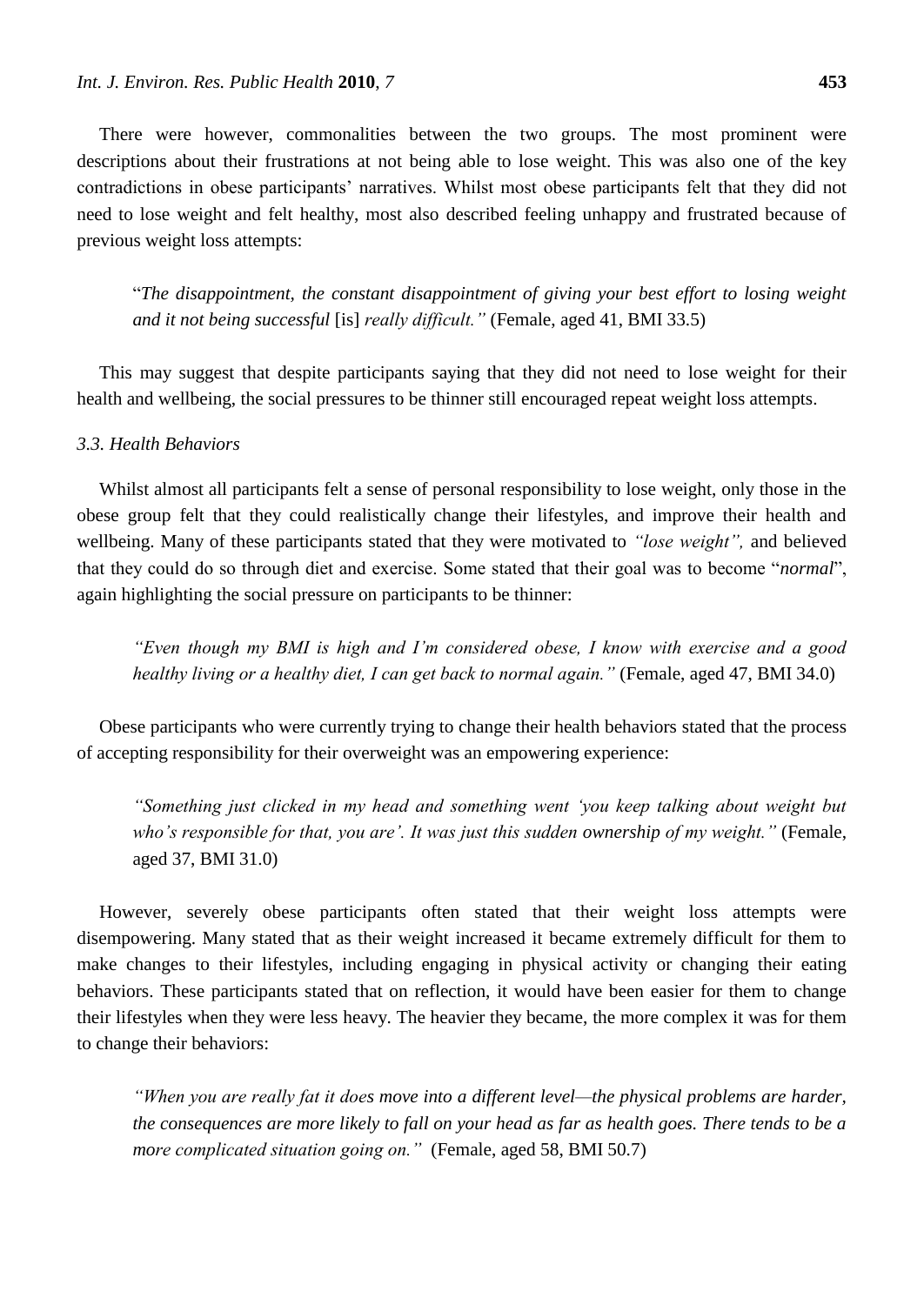There were however, commonalities between the two groups. The most prominent were descriptions about their frustrations at not being able to lose weight. This was also one of the key contradictions in obese participants' narratives. Whilst most obese participants felt that they did not need to lose weight and felt healthy, most also described feeling unhappy and frustrated because of previous weight loss attempts:

> "*The disappointment, the constant disappointment of giving your best effort to losing weight and it not being successful* [is] *really difficult."* (Female, aged 41, BMI 33.5)

This may suggest that despite participants saying that they did not need to lose weight for their health and wellbeing, the social pressures to be thinner still encouraged repeat weight loss attempts.

### *3.3. Health Behaviors*

Whilst almost all participants felt a sense of personal responsibility to lose weight, only those in the obese group felt that they could realistically change their lifestyles, and improve their health and wellbeing. Many of these participants stated that they were motivated to *"lose weight",* and believed that they could do so through diet and exercise. Some stated that their goal was to become "*normal*", again highlighting the social pressure on participants to be thinner:

> *"Even though my BMI is high and I'm considered obese, I know with exercise and a good healthy living or a healthy diet, I can get back to normal again."* (Female, aged 47, BMI 34.0)

Obese participants who were currently trying to change their health behaviors stated that the process of accepting responsibility for their overweight was an empowering experience:

> *"Something just clicked in my head and something went 'you keep talking about weight but who's responsible for that, you are'. It was just this sudden ownership of my weight."* (Female, aged 37, BMI 31.0)

However, severely obese participants often stated that their weight loss attempts were disempowering. Many stated that as their weight increased it became extremely difficult for them to make changes to their lifestyles, including engaging in physical activity or changing their eating behaviors. These participants stated that on reflection, it would have been easier for them to change their lifestyles when they were less heavy. The heavier they became, the more complex it was for them to change their behaviors:

> *"When you are really fat it does move into a different level—the physical problems are harder, the consequences are more likely to fall on your head as far as health goes. There tends to be a more complicated situation going on."* (Female, aged 58, BMI 50.7)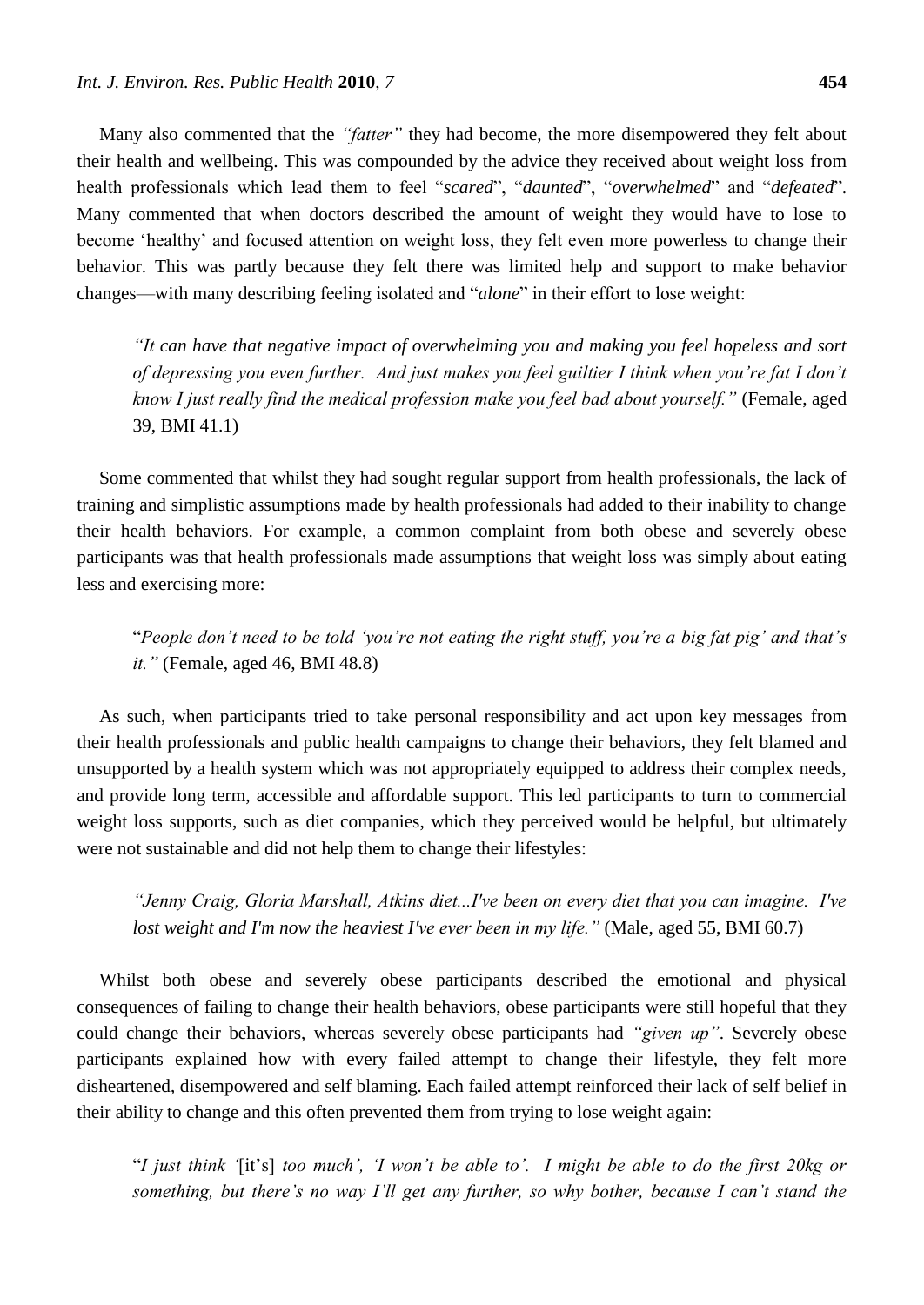Many also commented that the *"fatter"* they had become, the more disempowered they felt about their health and wellbeing. This was compounded by the advice they received about weight loss from health professionals which lead them to feel "*scared*", "*daunted*", "*overwhelmed*" and "*defeated*". Many commented that when doctors described the amount of weight they would have to lose to become 'healthy' and focused attention on weight loss, they felt even more powerless to change their behavior. This was partly because they felt there was limited help and support to make behavior changes—with many describing feeling isolated and "*alone*" in their effort to lose weight:

> *"It can have that negative impact of overwhelming you and making you feel hopeless and sort of depressing you even further. And just makes you feel guiltier I think when you're fat I don't know I just really find the medical profession make you feel bad about yourself."* (Female, aged 39, BMI 41.1)

Some commented that whilst they had sought regular support from health professionals, the lack of training and simplistic assumptions made by health professionals had added to their inability to change their health behaviors. For example, a common complaint from both obese and severely obese participants was that health professionals made assumptions that weight loss was simply about eating less and exercising more:

> "*People don't need to be told 'you're not eating the right stuff, you're a big fat pig' and that's it."* (Female, aged 46, BMI 48.8)

As such, when participants tried to take personal responsibility and act upon key messages from their health professionals and public health campaigns to change their behaviors, they felt blamed and unsupported by a health system which was not appropriately equipped to address their complex needs, and provide long term, accessible and affordable support. This led participants to turn to commercial weight loss supports, such as diet companies, which they perceived would be helpful, but ultimately were not sustainable and did not help them to change their lifestyles:

> *"Jenny Craig, Gloria Marshall, Atkins diet...I've been on every diet that you can imagine. I've lost weight and I'm now the heaviest I've ever been in my life."* (Male, aged 55, BMI 60.7)

Whilst both obese and severely obese participants described the emotional and physical consequences of failing to change their health behaviors, obese participants were still hopeful that they could change their behaviors, whereas severely obese participants had *"given up"*. Severely obese participants explained how with every failed attempt to change their lifestyle, they felt more disheartened, disempowered and self blaming. Each failed attempt reinforced their lack of self belief in their ability to change and this often prevented them from trying to lose weight again:

> "*I just think '*[it's] *too much', 'I won't be able to'. I might be able to do the first 20kg or something, but there's no way I'll get any further, so why bother, because I can't stand the*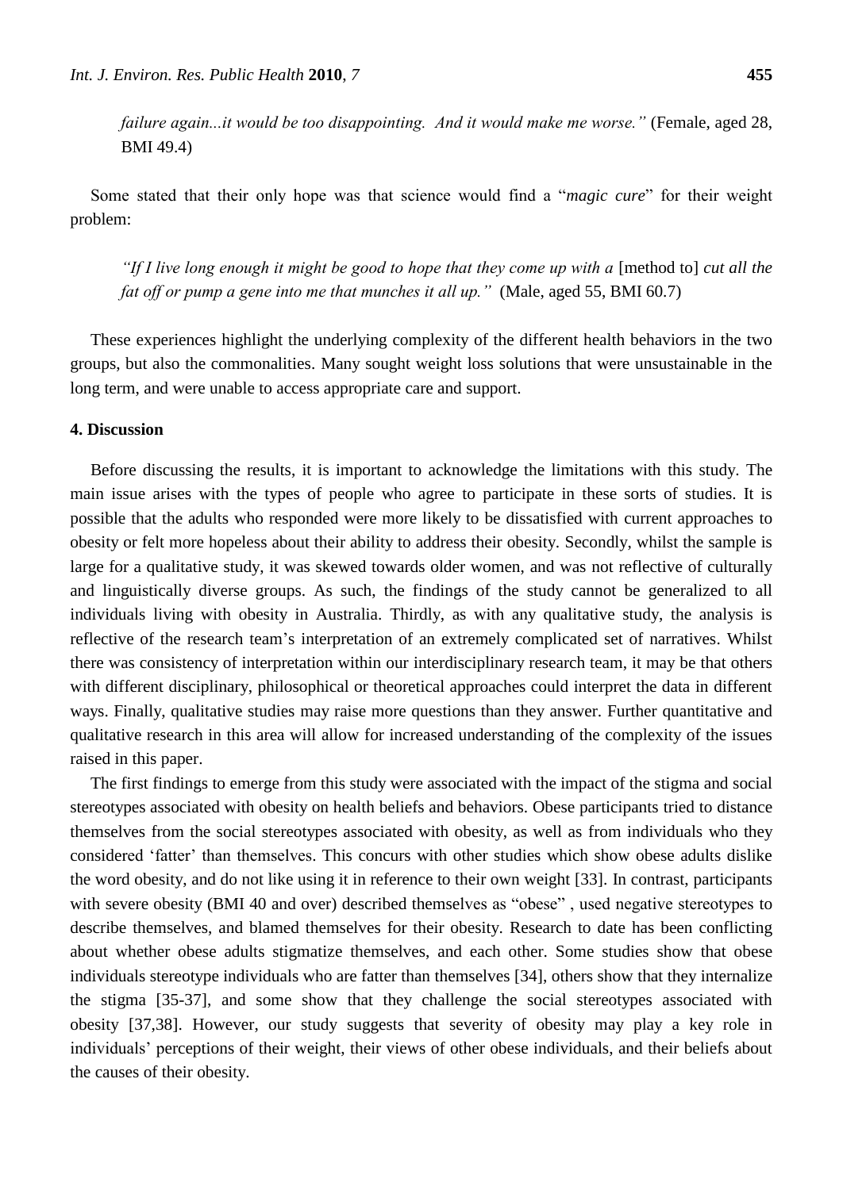*failure again...it would be too disappointing. And it would make me worse."* (Female, aged 28, BMI 49.4)

Some stated that their only hope was that science would find a "*magic cure*" for their weight problem:

*"If I live long enough it might be good to hope that they come up with a* [method to] *cut all the fat off or pump a gene into me that munches it all up."* (Male, aged 55, BMI 60.7)

These experiences highlight the underlying complexity of the different health behaviors in the two groups, but also the commonalities. Many sought weight loss solutions that were unsustainable in the long term, and were unable to access appropriate care and support.

## 4. Discussion

Before discussing the results, it is important to acknowledge the limitations with this study. The main issue arises with the types of people who agree to participate in these sorts of studies. It is possible that the adults who responded were more likely to be dissatisfied with current approaches to obesity or felt more hopeless about their ability to address their obesity. Secondly, whilst the sample is large for a qualitative study, it was skewed towards older women, and was not reflective of culturally and linguistically diverse groups. As such, the findings of the study cannot be generalized to all individuals living with obesity in Australia. Thirdly, as with any qualitative study, the analysis is reflective of the research team's interpretation of an extremely complicated set of narratives. Whilst there was consistency of interpretation within our interdisciplinary research team, it may be that others with different disciplinary, philosophical or theoretical approaches could interpret the data in different ways. Finally, qualitative studies may raise more questions than they answer. Further quantitative and qualitative research in this area will allow for increased understanding of the complexity of the issues raised in this paper.

The first findings to emerge from this study were associated with the impact of the stigma and social stereotypes associated with obesity on health beliefs and behaviors. Obese participants tried to distance themselves from the social stereotypes associated with obesity, as well as from individuals who they considered 'fatter' than themselves. This concurs with other studies which show obese adults dislike the word obesity, and do not like using it in reference to their own weight [33]. In contrast, participants with severe obesity (BMI 40 and over) described themselves as "obese" , used negative stereotypes to describe themselves, and blamed themselves for their obesity. Research to date has been conflicting about whether obese adults stigmatize themselves, and each other. Some studies show that obese individuals stereotype individuals who are fatter than themselves [34], others show that they internalize the stigma [35-37], and some show that they challenge the social stereotypes associated with obesity [37,38]. However, our study suggests that severity of obesity may play a key role in individuals' perceptions of their weight, their views of other obese individuals, and their beliefs about the causes of their obesity.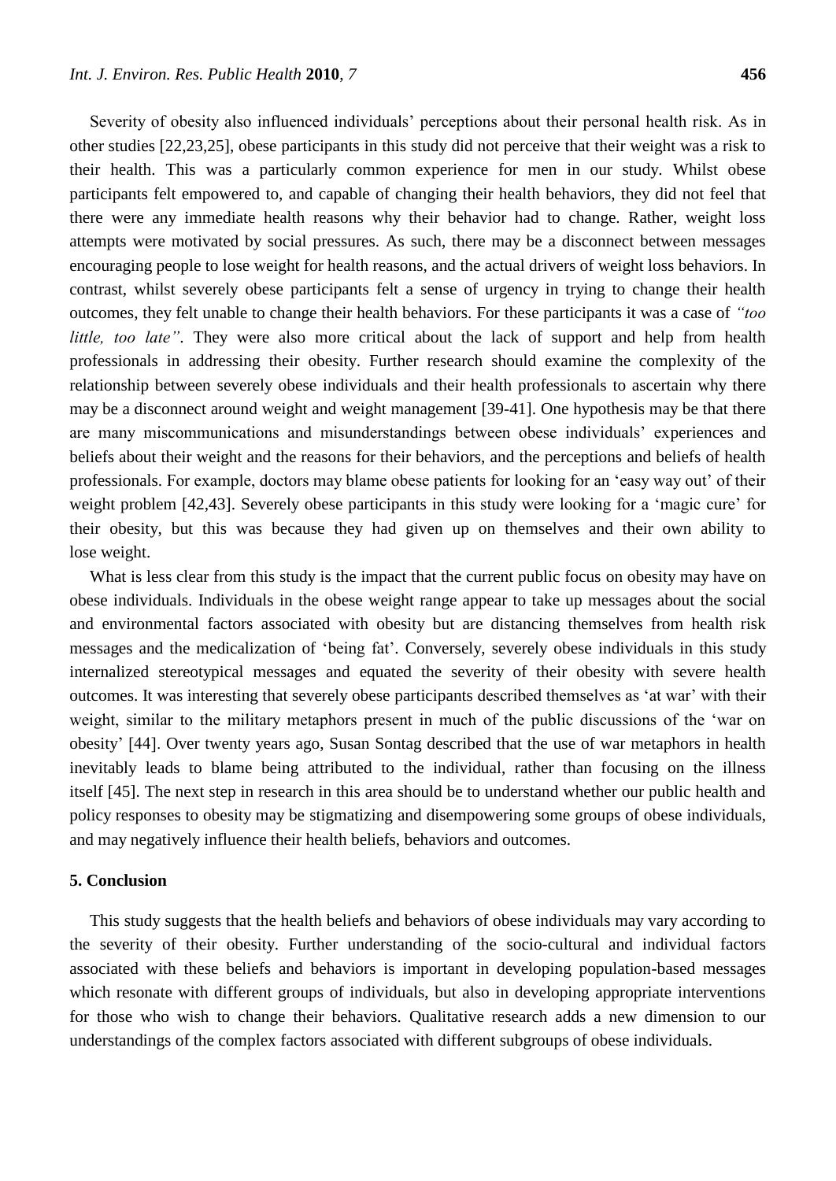Severity of obesity also influenced individuals' perceptions about their personal health risk. As in other studies [22,23,25], obese participants in this study did not perceive that their weight was a risk to their health. This was a particularly common experience for men in our study. Whilst obese participants felt empowered to, and capable of changing their health behaviors, they did not feel that there were any immediate health reasons why their behavior had to change. Rather, weight loss attempts were motivated by social pressures. As such, there may be a disconnect between messages encouraging people to lose weight for health reasons, and the actual drivers of weight loss behaviors. In contrast, whilst severely obese participants felt a sense of urgency in trying to change their health outcomes, they felt unable to change their health behaviors. For these participants it was a case of *"too little, too late"*. They were also more critical about the lack of support and help from health professionals in addressing their obesity. Further research should examine the complexity of the relationship between severely obese individuals and their health professionals to ascertain why there may be a disconnect around weight and weight management [39-41]. One hypothesis may be that there are many miscommunications and misunderstandings between obese individuals' experiences and beliefs about their weight and the reasons for their behaviors, and the perceptions and beliefs of health professionals. For example, doctors may blame obese patients for looking for an 'easy way out' of their weight problem [42,43]. Severely obese participants in this study were looking for a 'magic cure' for their obesity, but this was because they had given up on themselves and their own ability to lose weight.

What is less clear from this study is the impact that the current public focus on obesity may have on obese individuals. Individuals in the obese weight range appear to take up messages about the social and environmental factors associated with obesity but are distancing themselves from health risk messages and the medicalization of 'being fat'. Conversely, severely obese individuals in this study internalized stereotypical messages and equated the severity of their obesity with severe health outcomes. It was interesting that severely obese participants described themselves as 'at war' with their weight, similar to the military metaphors present in much of the public discussions of the 'war on obesity' [44]. Over twenty years ago, Susan Sontag described that the use of war metaphors in health inevitably leads to blame being attributed to the individual, rather than focusing on the illness itself [45]. The next step in research in this area should be to understand whether our public health and policy responses to obesity may be stigmatizing and disempowering some groups of obese individuals, and may negatively influence their health beliefs, behaviors and outcomes.

## 5. Conclusion

This study suggests that the health beliefs and behaviors of obese individuals may vary according to the severity of their obesity. Further understanding of the socio-cultural and individual factors associated with these beliefs and behaviors is important in developing population-based messages which resonate with different groups of individuals, but also in developing appropriate interventions for those who wish to change their behaviors. Qualitative research adds a new dimension to our understandings of the complex factors associated with different subgroups of obese individuals.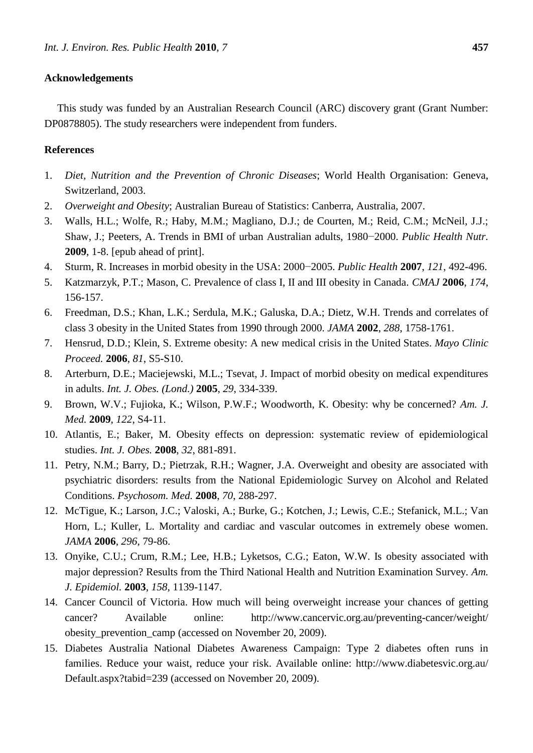**Acknowledgements**

This study was funded by an Australian Research Council (ARC) discovery grant (Grant Number: DP0878805). The study researchers were independent from funders.

**References**

1. *Diet, Nutrition and the Prevention of Chronic Diseases*; World Health Organisation: Geneva, Switzerland, 2003.
2. *Overweight and Obesity*; Australian Bureau of Statistics: Canberra, Australia, 2007.
3. Walls, H.L.; Wolfe, R.; Haby, M.M.; Magliano, D.J.; de Courten, M.; Reid, C.M.; McNeil, J.J.; Shaw, J.; Peeters, A. Trends in BMI of urban Australian adults, 1980−2000. *Public Health Nutr.* **2009**, 1-8. [epub ahead of print].
4. Sturm, R. Increases in morbid obesity in the USA: 2000−2005. *Public Health* **2007**, *121*, 492-496.
5. Katzmarzyk, P.T.; Mason, C. Prevalence of class I, II and III obesity in Canada. *CMAJ* **2006**, *174*, 156-157.
6. Freedman, D.S.; Khan, L.K.; Serdula, M.K.; Galuska, D.A.; Dietz, W.H. Trends and correlates of class 3 obesity in the United States from 1990 through 2000. *JAMA* **2002**, *288*, 1758-1761.
7. Hensrud, D.D.; Klein, S. Extreme obesity: A new medical crisis in the United States. *Mayo Clinic Proceed.* **2006**, *81*, S5-S10.
8. Arterburn, D.E.; Maciejewski, M.L.; Tsevat, J. Impact of morbid obesity on medical expenditures in adults. *Int. J. Obes. (Lond.)* **2005**, *29*, 334-339.
9. Brown, W.V.; Fujioka, K.; Wilson, P.W.F.; Woodworth, K. Obesity: why be concerned? *Am. J. Med.* **2009**, *122*, S4-11.
10. Atlantis, E.; Baker, M. Obesity effects on depression: systematic review of epidemiological studies. *Int. J. Obes.* **2008**, *32*, 881-891.
11. Petry, N.M.; Barry, D.; Pietrzak, R.H.; Wagner, J.A. Overweight and obesity are associated with psychiatric disorders: results from the National Epidemiologic Survey on Alcohol and Related Conditions. *Psychosom. Med.* **2008**, *70*, 288-297.
12. McTigue, K.; Larson, J.C.; Valoski, A.; Burke, G.; Kotchen, J.; Lewis, C.E.; Stefanick, M.L.; Van Horn, L.; Kuller, L. Mortality and cardiac and vascular outcomes in extremely obese women. *JAMA* **2006**, *296*, 79-86.
13. Onyike, C.U.; Crum, R.M.; Lee, H.B.; Lyketsos, C.G.; Eaton, W.W. Is obesity associated with major depression? Results from the Third National Health and Nutrition Examination Survey. *Am. J. Epidemiol.* **2003**, *158*, 1139-1147.
14. Cancer Council of Victoria. How much will being overweight increase your chances of getting cancer? Available online: http://www.cancervic.org.au/preventing-cancer/weight/obesity_prevention_camp (accessed on November 20, 2009).
15. Diabetes Australia National Diabetes Awareness Campaign: Type 2 diabetes often runs in families. Reduce your waist, reduce your risk. Available online: http://www.diabetesvic.org.au/Default.aspx?tabid=239 (accessed on November 20, 2009).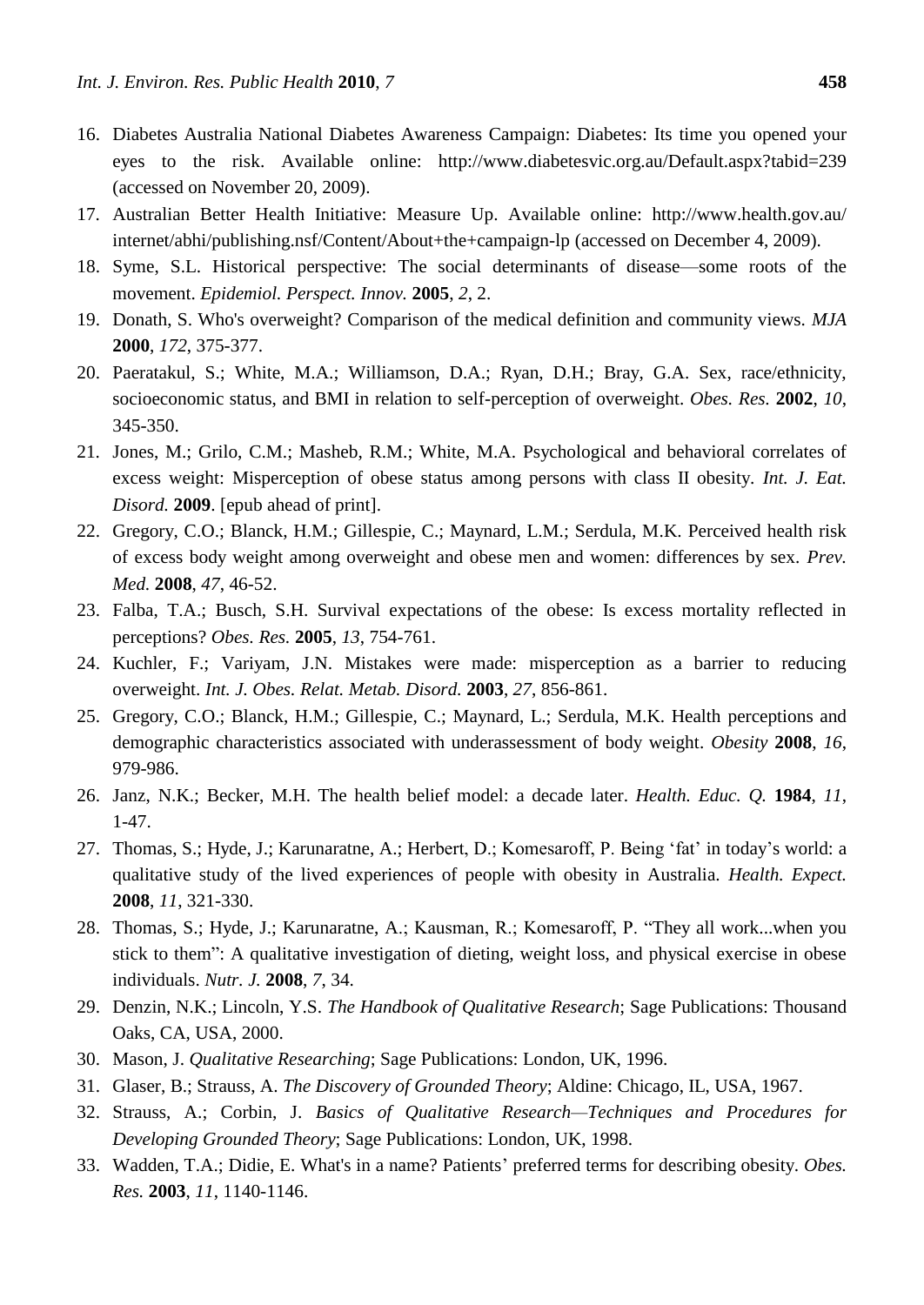16. Diabetes Australia National Diabetes Awareness Campaign: Diabetes: Its time you opened your eyes to the risk. Available online: http://www.diabetesvic.org.au/Default.aspx?tabid=239 (accessed on November 20, 2009).
17. Australian Better Health Initiative: Measure Up. Available online: http://www.health.gov.au/internet/abhi/publishing.nsf/Content/About+the+campaign-lp (accessed on December 4, 2009).
18. Syme, S.L. Historical perspective: The social determinants of disease—some roots of the movement. *Epidemiol. Perspect. Innov.* **2005**, *2*, 2.
19. Donath, S. Who's overweight? Comparison of the medical definition and community views. *MJA* **2000**, *172*, 375-377.
20. Paeratakul, S.; White, M.A.; Williamson, D.A.; Ryan, D.H.; Bray, G.A. Sex, race/ethnicity, socioeconomic status, and BMI in relation to self-perception of overweight. *Obes. Res.* **2002**, *10*, 345-350.
21. Jones, M.; Grilo, C.M.; Masheb, R.M.; White, M.A. Psychological and behavioral correlates of excess weight: Misperception of obese status among persons with class II obesity. *Int. J. Eat. Disord.* **2009**. [epub ahead of print].
22. Gregory, C.O.; Blanck, H.M.; Gillespie, C.; Maynard, L.M.; Serdula, M.K. Perceived health risk of excess body weight among overweight and obese men and women: differences by sex. *Prev. Med.* **2008**, *47*, 46-52.
23. Falba, T.A.; Busch, S.H. Survival expectations of the obese: Is excess mortality reflected in perceptions? *Obes. Res.* **2005**, *13*, 754-761.
24. Kuchler, F.; Variyam, J.N. Mistakes were made: misperception as a barrier to reducing overweight. *Int. J. Obes. Relat. Metab. Disord.* **2003**, *27*, 856-861.
25. Gregory, C.O.; Blanck, H.M.; Gillespie, C.; Maynard, L.; Serdula, M.K. Health perceptions and demographic characteristics associated with underassessment of body weight. *Obesity* **2008**, *16*, 979-986.
26. Janz, N.K.; Becker, M.H. The health belief model: a decade later. *Health. Educ. Q.* **1984**, *11*, 1-47.
27. Thomas, S.; Hyde, J.; Karunaratne, A.; Herbert, D.; Komesaroff, P. Being 'fat' in today's world: a qualitative study of the lived experiences of people with obesity in Australia. *Health. Expect.* **2008**, *11*, 321-330.
28. Thomas, S.; Hyde, J.; Karunaratne, A.; Kausman, R.; Komesaroff, P. "They all work...when you stick to them": A qualitative investigation of dieting, weight loss, and physical exercise in obese individuals. *Nutr. J.* **2008**, *7*, 34.
29. Denzin, N.K.; Lincoln, Y.S. *The Handbook of Qualitative Research*; Sage Publications: Thousand Oaks, CA, USA, 2000.
30. Mason, J. *Qualitative Researching*; Sage Publications: London, UK, 1996.
31. Glaser, B.; Strauss, A. *The Discovery of Grounded Theory*; Aldine: Chicago, IL, USA, 1967.
32. Strauss, A.; Corbin, J. *Basics of Qualitative Research—Techniques and Procedures for Developing Grounded Theory*; Sage Publications: London, UK, 1998.
33. Wadden, T.A.; Didie, E. What's in a name? Patients' preferred terms for describing obesity. *Obes. Res.* **2003**, *11*, 1140-1146.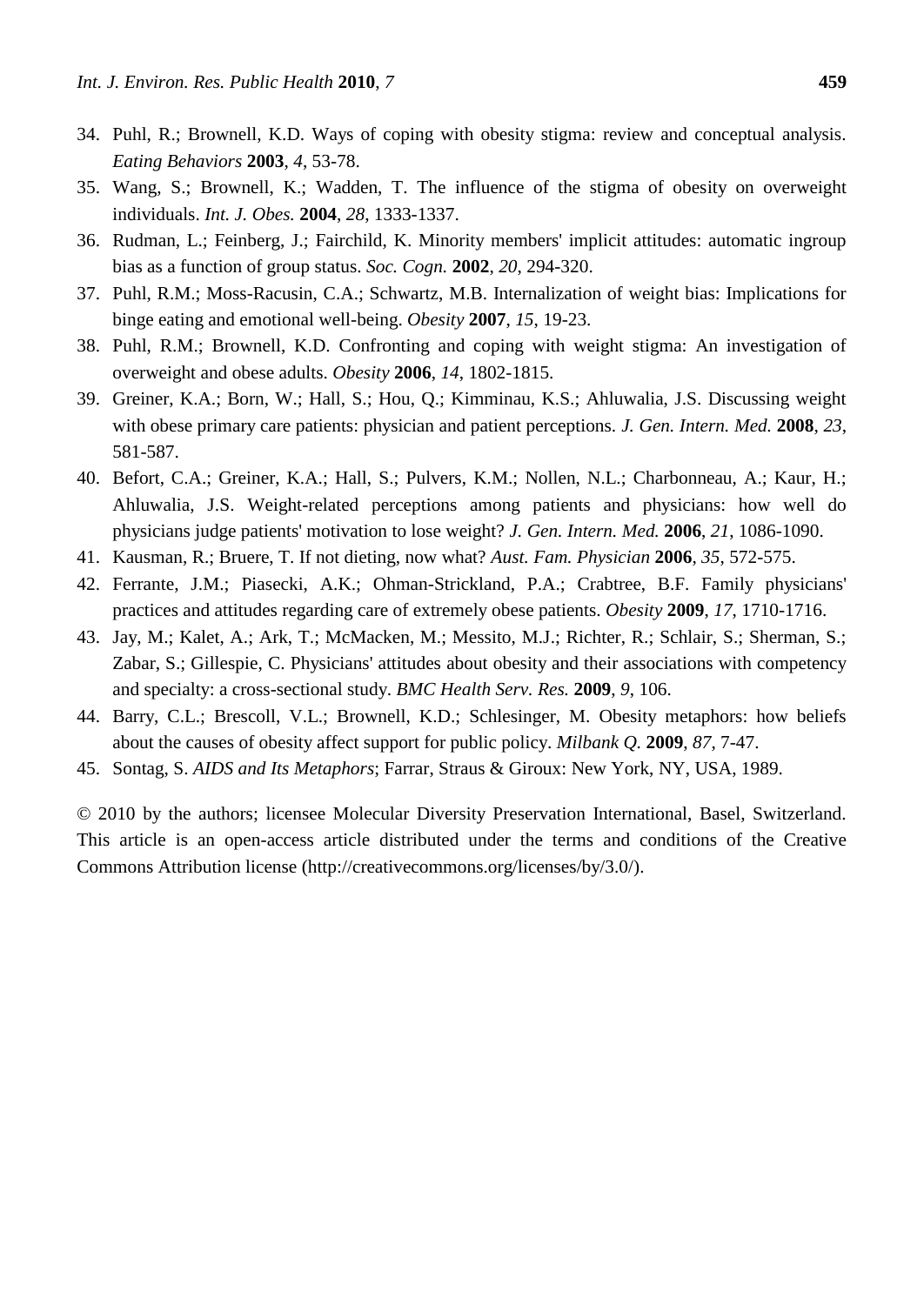34. Puhl, R.; Brownell, K.D. Ways of coping with obesity stigma: review and conceptual analysis. *Eating Behaviors* **2003**, *4*, 53-78.
35. Wang, S.; Brownell, K.; Wadden, T. The influence of the stigma of obesity on overweight individuals. *Int. J. Obes.* **2004**, *28*, 1333-1337.
36. Rudman, L.; Feinberg, J.; Fairchild, K. Minority members' implicit attitudes: automatic ingroup bias as a function of group status. *Soc. Cogn.* **2002**, *20*, 294-320.
37. Puhl, R.M.; Moss-Racusin, C.A.; Schwartz, M.B. Internalization of weight bias: Implications for binge eating and emotional well-being. *Obesity* **2007**, *15*, 19-23.
38. Puhl, R.M.; Brownell, K.D. Confronting and coping with weight stigma: An investigation of overweight and obese adults. *Obesity* **2006**, *14*, 1802-1815.
39. Greiner, K.A.; Born, W.; Hall, S.; Hou, Q.; Kimminau, K.S.; Ahluwalia, J.S. Discussing weight with obese primary care patients: physician and patient perceptions. *J. Gen. Intern. Med.* **2008**, *23*, 581-587.
40. Befort, C.A.; Greiner, K.A.; Hall, S.; Pulvers, K.M.; Nollen, N.L.; Charbonneau, A.; Kaur, H.; Ahluwalia, J.S. Weight-related perceptions among patients and physicians: how well do physicians judge patients' motivation to lose weight? *J. Gen. Intern. Med.* **2006**, *21*, 1086-1090.
41. Kausman, R.; Bruere, T. If not dieting, now what? *Aust. Fam. Physician* **2006**, *35*, 572-575.
42. Ferrante, J.M.; Piasecki, A.K.; Ohman-Strickland, P.A.; Crabtree, B.F. Family physicians' practices and attitudes regarding care of extremely obese patients. *Obesity* **2009**, *17*, 1710-1716.
43. Jay, M.; Kalet, A.; Ark, T.; McMacken, M.; Messito, M.J.; Richter, R.; Schlair, S.; Sherman, S.; Zabar, S.; Gillespie, C. Physicians' attitudes about obesity and their associations with competency and specialty: a cross-sectional study. *BMC Health Serv. Res.* **2009**, *9*, 106.
44. Barry, C.L.; Brescoll, V.L.; Brownell, K.D.; Schlesinger, M. Obesity metaphors: how beliefs about the causes of obesity affect support for public policy. *Milbank Q.* **2009**, *87*, 7-47.
45. Sontag, S. *AIDS and Its Metaphors*; Farrar, Straus & Giroux: New York, NY, USA, 1989.

© 2010 by the authors; licensee Molecular Diversity Preservation International, Basel, Switzerland. This article is an open-access article distributed under the terms and conditions of the Creative Commons Attribution license (http://creativecommons.org/licenses/by/3.0/).